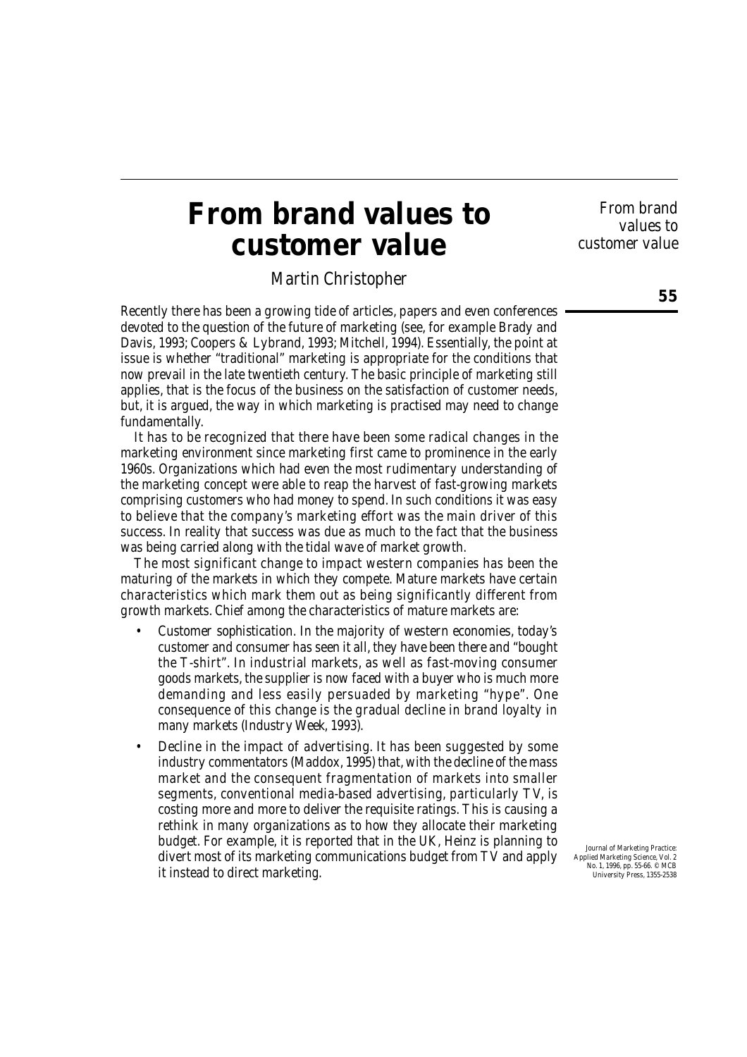# From brand values to customer value

Martin Christopher

Recently there has been a growing tide of articles, papers and even conferences devoted to the question of the future of marketing (see, for example Brady and Davis, 1993; Coopers & Lybrand, 1993; Mitchell, 1994). Essentially, the point at issue is whether "traditional" marketing is appropriate for the conditions that now prevail in the late twentieth century. The basic principle of marketing still applies, that is the focus of the business on the satisfaction of customer needs, but, it is argued, the way in which marketing is practised may need to change fundamentally.

It has to be recognized that there have been some radical changes in the marketing environment since marketing first came to prominence in the early 1960s. Organizations which had even the most rudimentary understanding of the marketing concept were able to reap the harvest of fast-growing markets comprising customers who had money to spend. In such conditions it was easy to believe that the company's marketing effort was the main driver of this success. In reality that success was due as much to the fact that the business was being carried along with the tidal wave of market growth.

The most significant change to impact western companies has been the maturing of the markets in which they compete. Mature markets have certain characteristics which mark them out as being significantly different from growth markets. Chief among the characteristics of mature markets are:

- Customer sophistication. In the majority of western economies, today's customer and consumer has seen it all, they have been there and "bought the T-shirt". In industrial markets, as well as fast-moving consumer goods markets, the supplier is now faced with a buyer who is much more demanding and less easily persuaded by marketing "hype". One consequence of this change is the gradual decline in brand loyalty in many markets (Industry Week, 1993).
- Decline in the impact of advertising. It has been suggested by some industry commentators (Maddox, 1995) that, with the decline of the mass market and the consequent fragmentation of markets into smaller segments, conventional media-based advertising, particularly TV, is costing more and more to deliver the requisite ratings. This is causing a rethink in many organizations as to how they allocate their marketing budget. For example, it is reported that in the UK, Heinz is planning to divert most of its marketing communications budget from TV and apply it instead to direct marketing.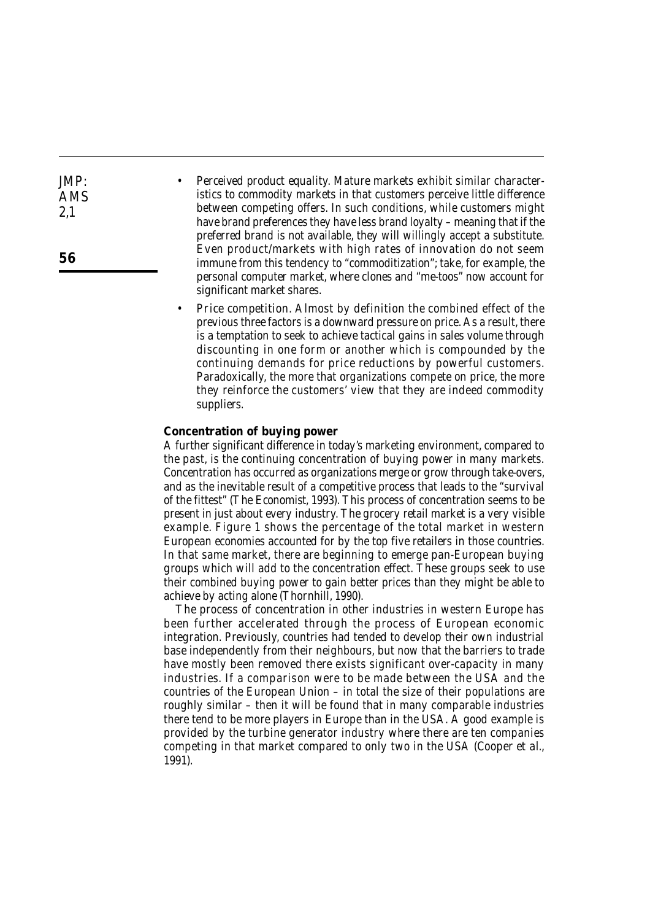- Perceived product equality. Mature markets exhibit similar characteristics to commodity markets in that customers perceive little difference between competing offers. In such conditions, while customers might have brand preferences they have less brand loyalty – meaning that if the preferred brand is not available, they will willingly accept a substitute. Even product/markets with high rates of innovation do not seem immune from this tendency to "commoditization"; take, for example, the personal computer market, where clones and "me-toos" now account for significant market shares.
- Price competition. Almost by definition the combined effect of the previous three factors is a downward pressure on price. As a result, there is a temptation to seek to achieve tactical gains in sales volume through discounting in one form or another which is compounded by the continuing demands for price reductions by powerful customers. Paradoxically, the more that organizations compete on price, the more they reinforce the customers' view that they are indeed commodity suppliers.

**Concentration of buying power**

A further significant difference in today's marketing environment, compared to the past, is the continuing concentration of buying power in many markets. Concentration has occurred as organizations merge or grow through take-overs, and as the inevitable result of a competitive process that leads to the "survival of the fittest" (*The Economist*, 1993). This process of concentration seems to be present in just about every industry. The grocery retail market is a very visible example. Figure 1 shows the percentage of the total market in western European economies accounted for by the top five retailers in those countries. In that same market, there are beginning to emerge pan-European buying groups which will add to the concentration effect. These groups seek to use their combined buying power to gain better prices than they might be able to achieve by acting alone (Thornhill, 1990).

The process of concentration in other industries in western Europe has been further accelerated through the process of European economic integration. Previously, countries had tended to develop their own industrial base independently from their neighbours, but now that the barriers to trade have mostly been removed there exists significant over-capacity in many industries. If a comparison were to be made between the USA and the countries of the European Union – in total the size of their populations are roughly similar – then it will be found that in many comparable industries there tend to be more players in Europe than in the USA. A good example is provided by the turbine generator industry where there are ten companies competing in that market compared to only two in the USA (Cooper *et al.*, 1991).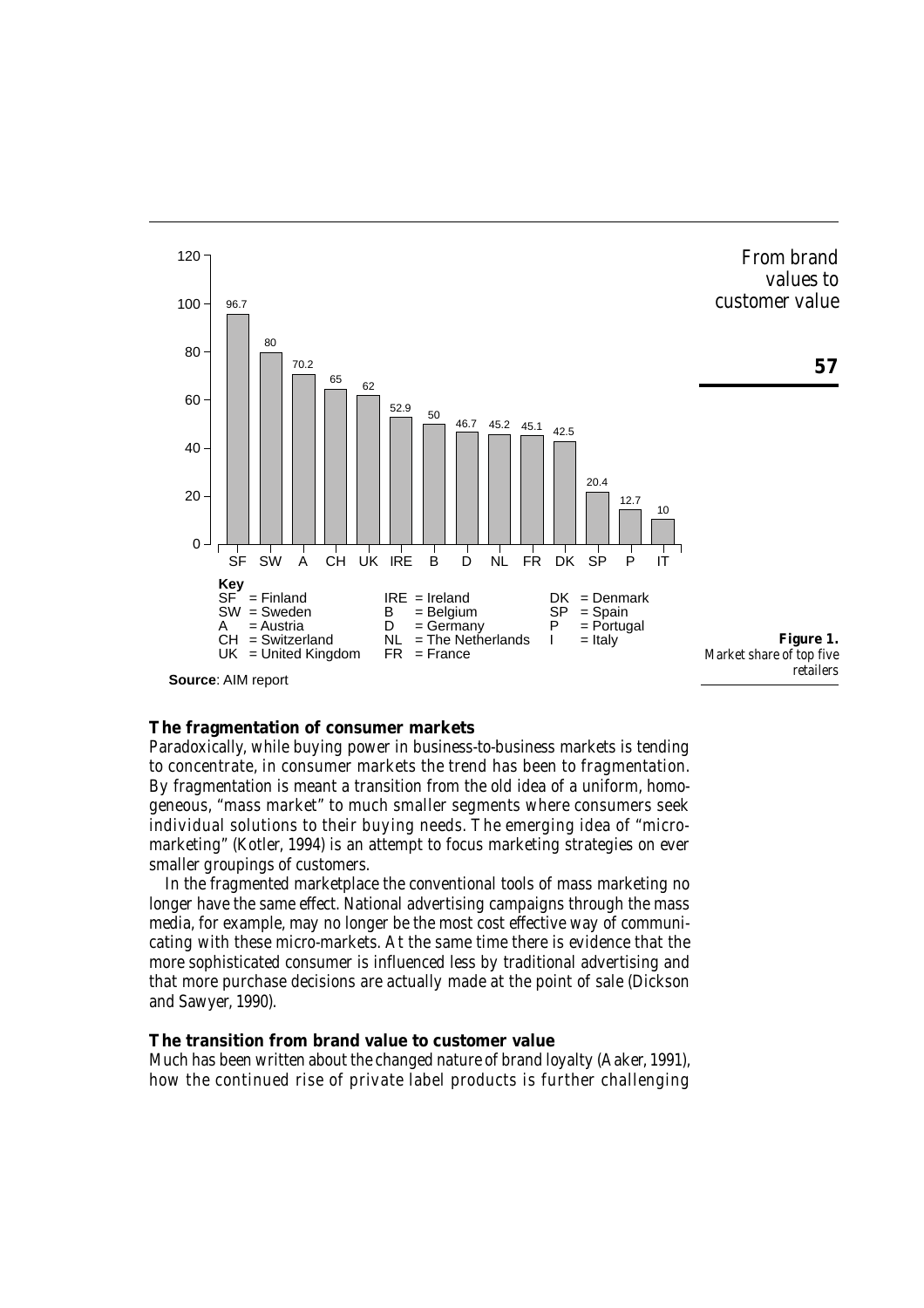| Country | Market share (%) |
| --- | --- |
| SF | 96.7 |
| SW | 80 |
| A | 70.2 |
| CH | 65 |
| UK | 62 |
| IRE | 52.9 |
| B | 50 |
| D | 46.7 |
| NL | 45.2 |
| FR | 45.1 |
| DK | 42.5 |
| SP | 20.4 |
| P | 12.7 |
| IT | 10 |

**Key**
SF = Finland
SW = Sweden
A = Austria
CH = Switzerland
UK = United Kingdom
IRE = Ireland
B = Belgium
D = Germany
NL = The Netherlands
FR = France
DK = Denmark
SP = Spain
P = Portugal
I = Italy

**Source**: AIM report

**Figure 1.** Market share of top five retailers

## The fragmentation of consumer markets

Paradoxically, while buying power in business-to-business markets is tending to concentrate, in consumer markets the trend has been to fragmentation. By fragmentation is meant a transition from the old idea of a uniform, homogeneous, "mass market" to much smaller segments where consumers seek individual solutions to their buying needs. The emerging idea of "micro-marketing" (Kotler, 1994) is an attempt to focus marketing strategies on ever smaller groupings of customers.

In the fragmented marketplace the conventional tools of mass marketing no longer have the same effect. National advertising campaigns through the mass media, for example, may no longer be the most cost effective way of communicating with these micro-markets. At the same time there is evidence that the more sophisticated consumer is influenced less by traditional advertising and that more purchase decisions are actually made at the point of sale (Dickson and Sawyer, 1990).

## The transition from brand value to customer value

Much has been written about the changed nature of brand loyalty (Aaker, 1991), how the continued rise of private label products is further challenging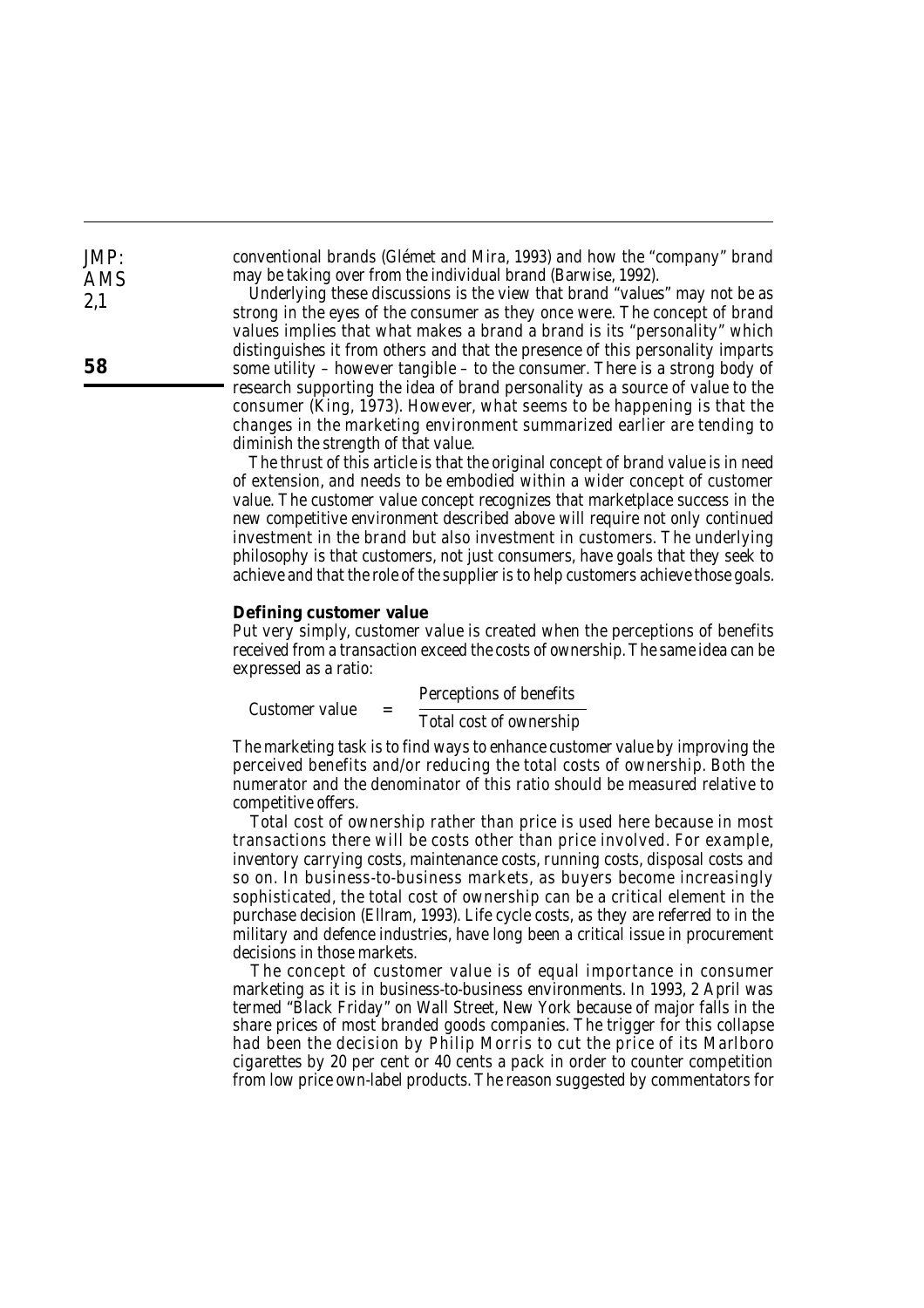conventional brands (Glémet and Mira, 1993) and how the "company" brand may be taking over from the individual brand (Barwise, 1992).

Underlying these discussions is the view that brand "values" may not be as strong in the eyes of the consumer as they once were. The concept of brand values implies that what makes a brand a brand is its "personality" which distinguishes it from others and that the presence of this personality imparts some utility – however tangible – to the consumer. There is a strong body of research supporting the idea of brand personality as a source of value to the consumer (King, 1973). However, what seems to be happening is that the changes in the marketing environment summarized earlier are tending to diminish the strength of that value.

The thrust of this article is that the original concept of brand value is in need of extension, and needs to be embodied within a wider concept of customer value. The customer value concept recognizes that marketplace success in the new competitive environment described above will require not only continued investment in the brand but also investment in customers. The underlying philosophy is that customers, not just consumers, have goals that they seek to achieve and that the role of the supplier is to help customers achieve those goals.

## Defining customer value

Put very simply, customer value is created when the perceptions of benefits received from a transaction exceed the costs of ownership. The same idea can be expressed as a ratio:

$$\text{Customer value} = \frac{\text{Perceptions of benefits}}{\text{Total cost of ownership}}$$

The marketing task is to find ways to enhance customer value by improving the perceived benefits and/or reducing the total costs of ownership. Both the numerator and the denominator of this ratio should be measured relative to competitive offers.

Total cost of ownership rather than price is used here because in most transactions there will be costs other than price involved. For example, inventory carrying costs, maintenance costs, running costs, disposal costs and so on. In business-to-business markets, as buyers become increasingly sophisticated, the total cost of ownership can be a critical element in the purchase decision (Ellram, 1993). Life cycle costs, as they are referred to in the military and defence industries, have long been a critical issue in procurement decisions in those markets.

The concept of customer value is of equal importance in consumer marketing as it is in business-to-business environments. In 1993, 2 April was termed "Black Friday" on Wall Street, New York because of major falls in the share prices of most branded goods companies. The trigger for this collapse had been the decision by Philip Morris to cut the price of its Marlboro cigarettes by 20 per cent or 40 cents a pack in order to counter competition from low price own-label products. The reason suggested by commentators for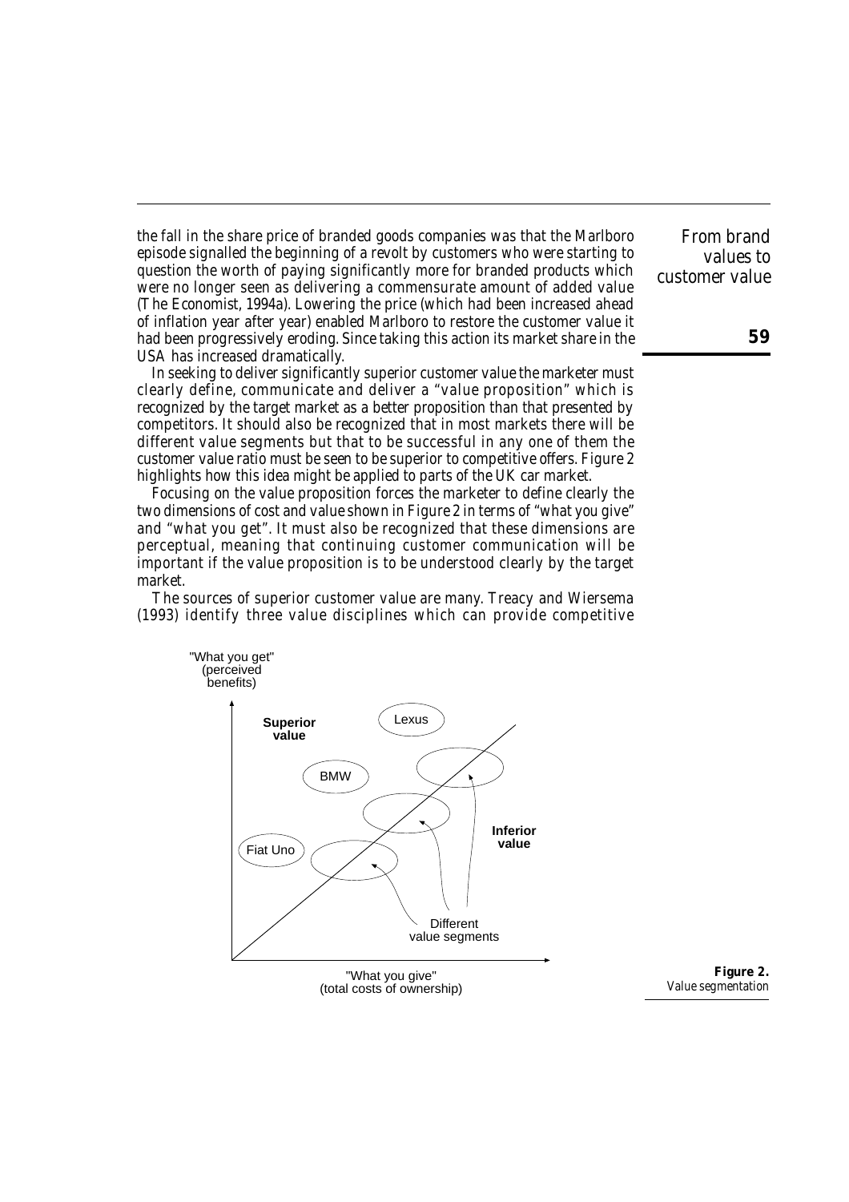the fall in the share price of branded goods companies was that the Marlboro episode signalled the beginning of a revolt by customers who were starting to question the worth of paying significantly more for branded products which were no longer seen as delivering a commensurate amount of added value (The Economist, 1994a). Lowering the price (which had been increased ahead of inflation year after year) enabled Marlboro to restore the customer value it had been progressively eroding. Since taking this action its market share in the USA has increased dramatically.

In seeking to deliver significantly superior customer value the marketer must clearly define, communicate and deliver a "value proposition" which is recognized by the target market as a better proposition than that presented by competitors. It should also be recognized that in most markets there will be different value segments but that to be successful in any one of them the customer value ratio must be seen to be superior to competitive offers. Figure 2 highlights how this idea might be applied to parts of the UK car market.

Focusing on the value proposition forces the marketer to define clearly the two dimensions of cost and value shown in Figure 2 in terms of "what you give" and "what you get". It must also be recognized that these dimensions are perceptual, meaning that continuing customer communication will be important if the value proposition is to be understood clearly by the target market.

The sources of superior customer value are many. Treacy and Wiersema (1993) identify three value disciplines which can provide competitive

**Figure 2.**
*Value segmentation*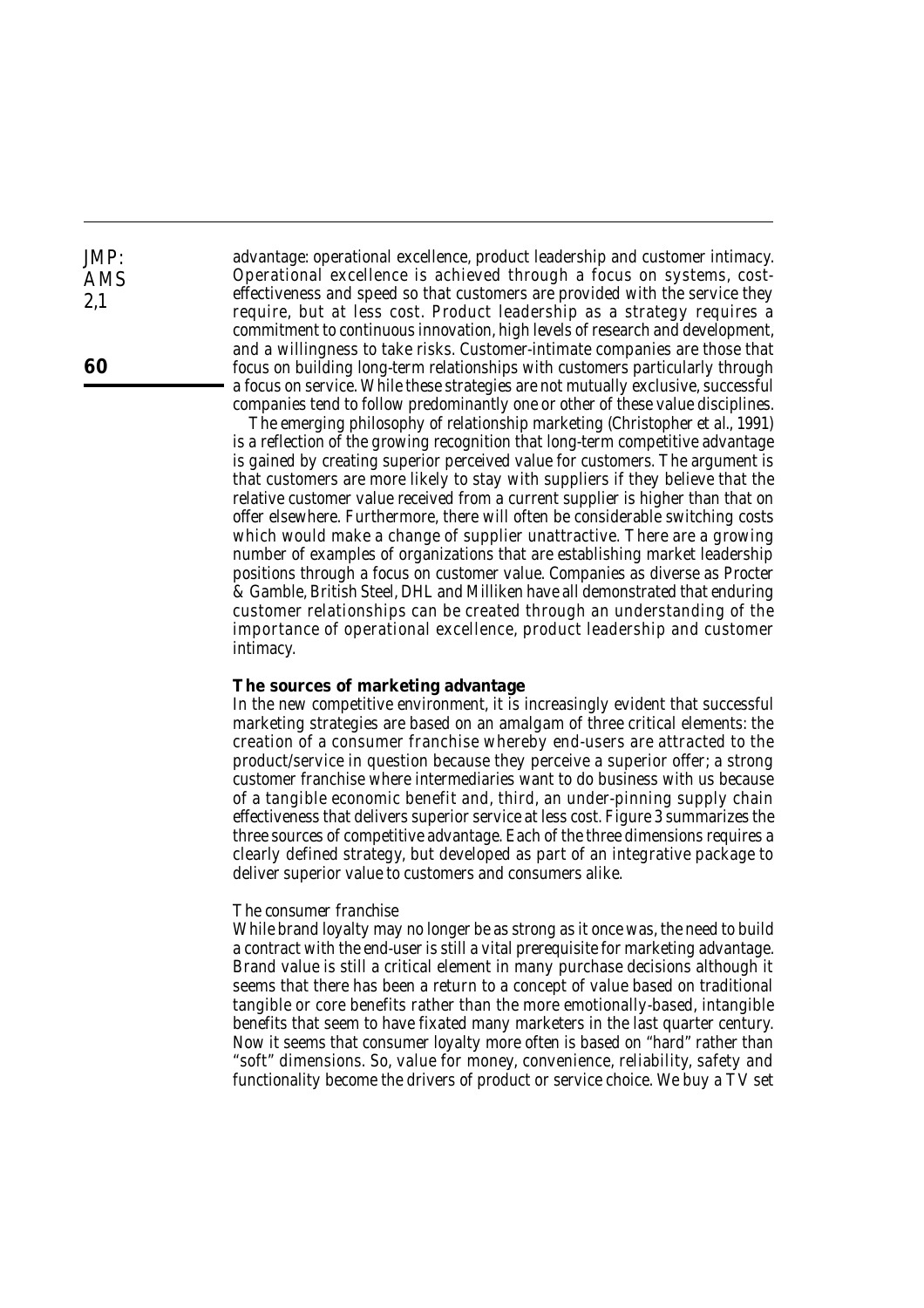advantage: operational excellence, product leadership and customer intimacy. Operational excellence is achieved through a focus on systems, cost-effectiveness and speed so that customers are provided with the service they require, but at less cost. Product leadership as a strategy requires a commitment to continuous innovation, high levels of research and development, and a willingness to take risks. Customer-intimate companies are those that focus on building long-term relationships with customers particularly through a focus on service. While these strategies are not mutually exclusive, successful companies tend to follow predominantly one or other of these value disciplines.

The emerging philosophy of relationship marketing (Christopher et al., 1991) is a reflection of the growing recognition that long-term competitive advantage is gained by creating superior perceived value for customers. The argument is that customers are more likely to stay with suppliers if they believe that the relative customer value received from a current supplier is higher than that on offer elsewhere. Furthermore, there will often be considerable switching costs which would make a change of supplier unattractive. There are a growing number of examples of organizations that are establishing market leadership positions through a focus on customer value. Companies as diverse as Procter & Gamble, British Steel, DHL and Milliken have all demonstrated that enduring customer relationships can be created through an understanding of the importance of operational excellence, product leadership and customer intimacy.

## The sources of marketing advantage

In the new competitive environment, it is increasingly evident that successful marketing strategies are based on an amalgam of three critical elements: the creation of a consumer franchise whereby end-users are attracted to the product/service in question because they perceive a superior offer; a strong customer franchise where intermediaries want to do business with us because of a tangible economic benefit and, third, an under-pinning supply chain effectiveness that delivers superior service at less cost. Figure 3 summarizes the three sources of competitive advantage. Each of the three dimensions requires a clearly defined strategy, but developed as part of an integrative package to deliver superior value to customers and consumers alike.

### *The consumer franchise*

While brand loyalty may no longer be as strong as it once was, the need to build a contract with the end-user is still a vital prerequisite for marketing advantage. Brand value is still a critical element in many purchase decisions although it seems that there has been a return to a concept of value based on traditional tangible or core benefits rather than the more emotionally-based, intangible benefits that seem to have fixated many marketers in the last quarter century. Now it seems that consumer loyalty more often is based on "hard" rather than "soft" dimensions. So, value for money, convenience, reliability, safety and functionality become the drivers of product or service choice. We buy a TV set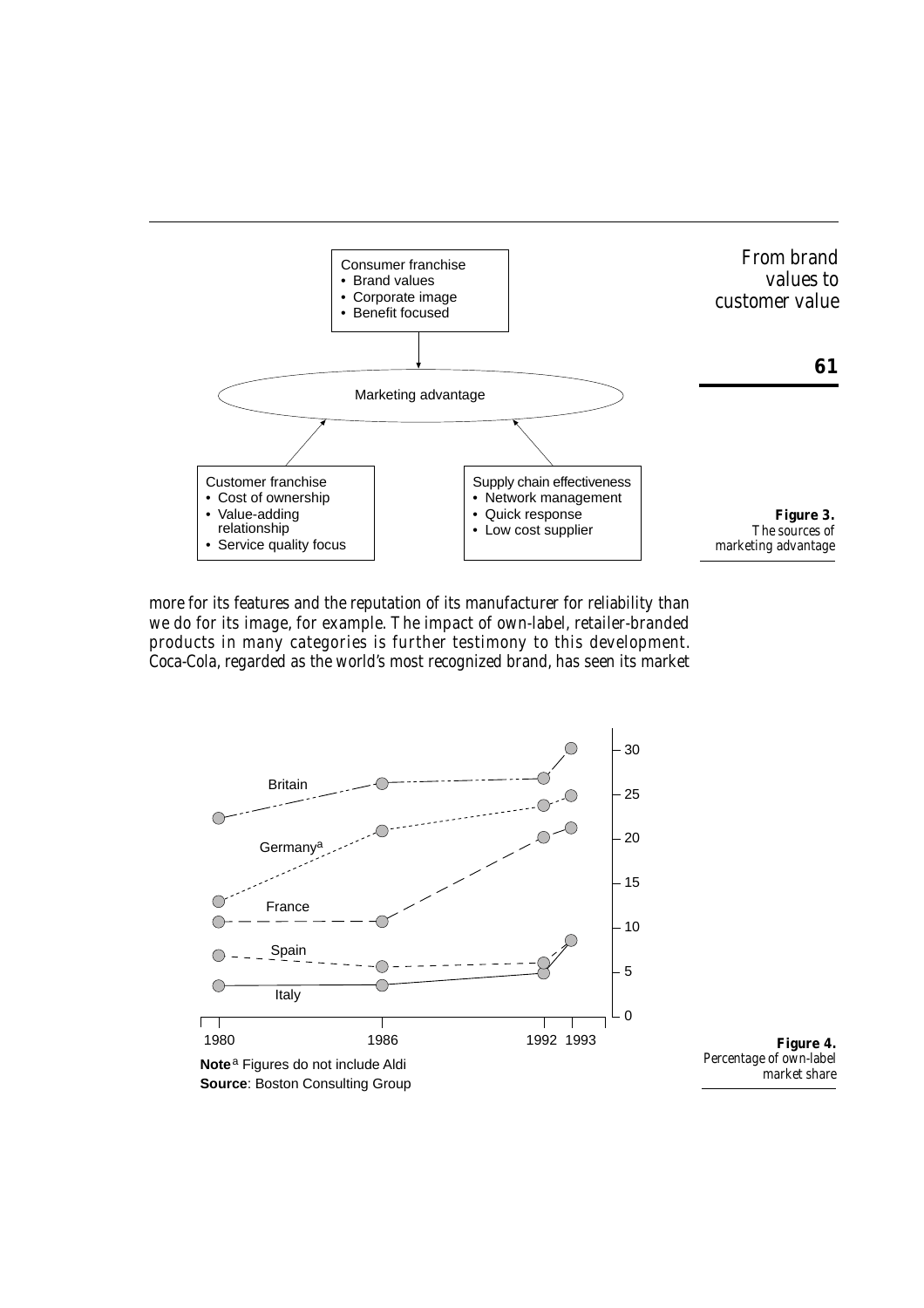Consumer franchise
- Brand values
- Corporate image
- Benefit focused

Marketing advantage

Customer franchise
- Cost of ownership
- Value-adding relationship
- Service quality focus

Supply chain effectiveness
- Network management
- Quick response
- Low cost supplier

**Figure 3.**
The sources of marketing advantage

more for its features and the reputation of its manufacturer for reliability than we do for its image, for example. The impact of own-label, retailer-branded products in many categories is further testimony to this development. Coca-Cola, regarded as the world's most recognized brand, has seen its market

**Note**[a] Figures do not include Aldi
**Source**: Boston Consulting Group

**Figure 4.**
Percentage of own-label market share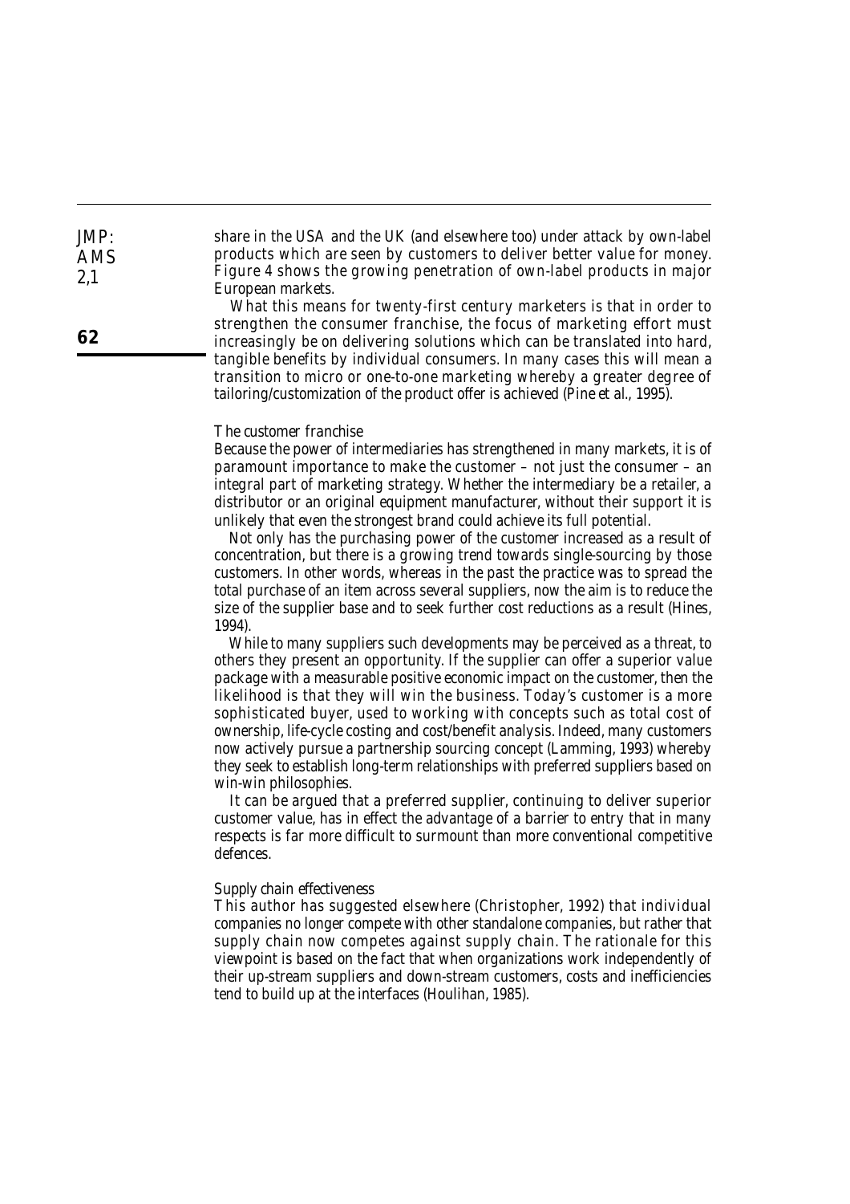share in the USA and the UK (and elsewhere too) under attack by own-label products which are seen by customers to deliver better value for money. Figure 4 shows the growing penetration of own-label products in major European markets.

What this means for twenty-first century marketers is that in order to strengthen the consumer franchise, the focus of marketing effort must increasingly be on delivering solutions which can be translated into hard, tangible benefits by individual consumers. In many cases this will mean a transition to micro or one-to-one marketing whereby a greater degree of tailoring/customization of the product offer is achieved (Pine et al., 1995).

### *The customer franchise*

Because the power of intermediaries has strengthened in many markets, it is of paramount importance to make the customer – not just the consumer – an integral part of marketing strategy. Whether the intermediary be a retailer, a distributor or an original equipment manufacturer, without their support it is unlikely that even the strongest brand could achieve its full potential.

Not only has the purchasing power of the customer increased as a result of concentration, but there is a growing trend towards single-sourcing by those customers. In other words, whereas in the past the practice was to spread the total purchase of an item across several suppliers, now the aim is to reduce the size of the supplier base and to seek further cost reductions as a result (Hines, 1994).

While to many suppliers such developments may be perceived as a threat, to others they present an opportunity. If the supplier can offer a superior value package with a measurable positive economic impact on the customer, then the likelihood is that they will win the business. Today's customer is a more sophisticated buyer, used to working with concepts such as total cost of ownership, life-cycle costing and cost/benefit analysis. Indeed, many customers now actively pursue a partnership sourcing concept (Lamming, 1993) whereby they seek to establish long-term relationships with preferred suppliers based on win-win philosophies.

It can be argued that a preferred supplier, continuing to deliver superior customer value, has in effect the advantage of a barrier to entry that in many respects is far more difficult to surmount than more conventional competitive defences.

### *Supply chain effectiveness*

This author has suggested elsewhere (Christopher, 1992) that individual companies no longer compete with other standalone companies, but rather that supply chain now competes against supply chain. The rationale for this viewpoint is based on the fact that when organizations work independently of their up-stream suppliers and down-stream customers, costs and inefficiencies tend to build up at the interfaces (Houlihan, 1985).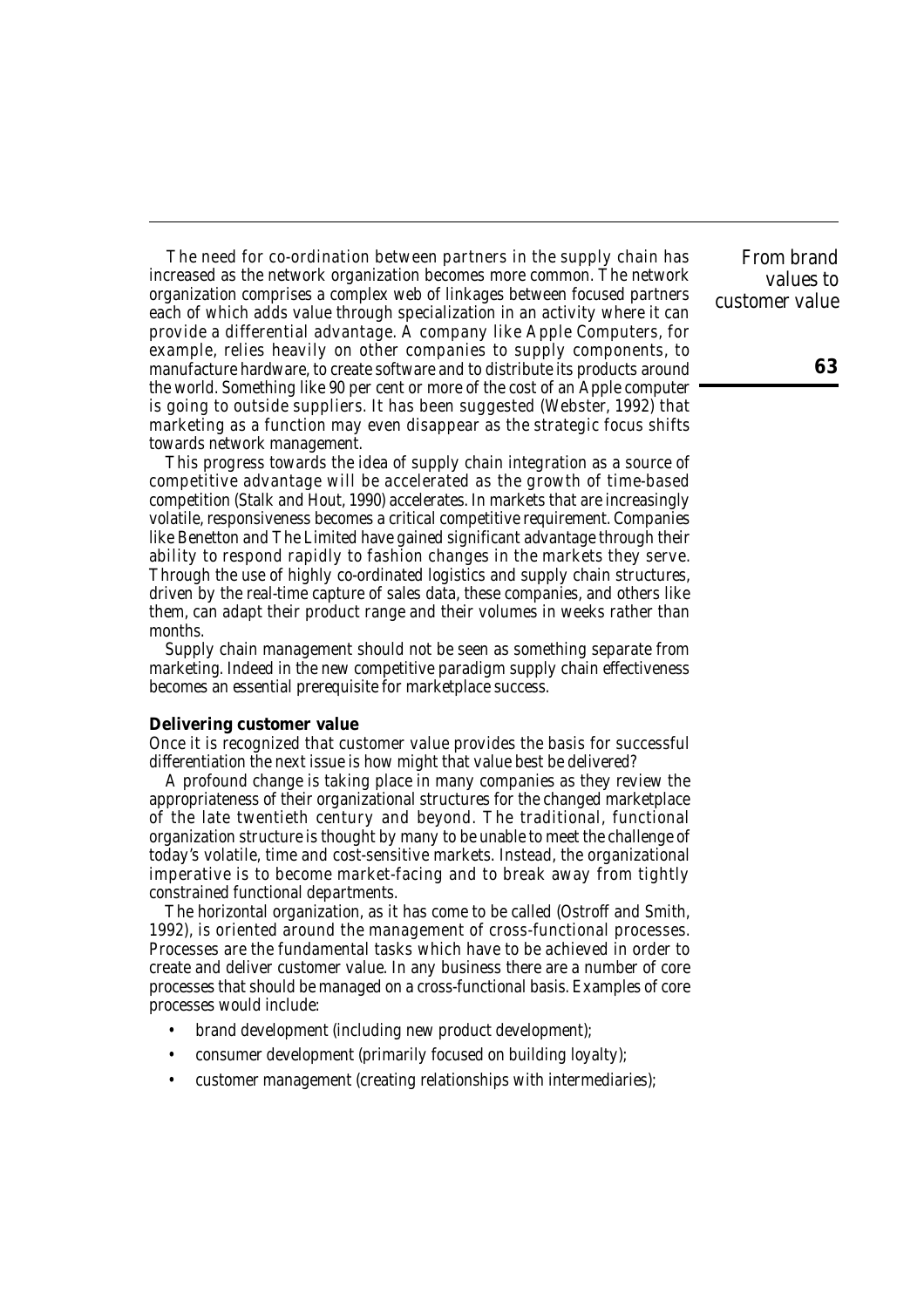The need for co-ordination between partners in the supply chain has increased as the network organization becomes more common. The network organization comprises a complex web of linkages between focused partners each of which adds value through specialization in an activity where it can provide a differential advantage. A company like Apple Computers, for example, relies heavily on other companies to supply components, to manufacture hardware, to create software and to distribute its products around the world. Something like 90 per cent or more of the cost of an Apple computer is going to outside suppliers. It has been suggested (Webster, 1992) that marketing as a function may even disappear as the strategic focus shifts towards network management.

This progress towards the idea of supply chain integration as a source of competitive advantage will be accelerated as the growth of time-based competition (Stalk and Hout, 1990) accelerates. In markets that are increasingly volatile, responsiveness becomes a critical competitive requirement. Companies like Benetton and The Limited have gained significant advantage through their ability to respond rapidly to fashion changes in the markets they serve. Through the use of highly co-ordinated logistics and supply chain structures, driven by the real-time capture of sales data, these companies, and others like them, can adapt their product range and their volumes in weeks rather than months.

Supply chain management should not be seen as something separate from marketing. Indeed in the new competitive paradigm supply chain effectiveness becomes an essential prerequisite for marketplace success.

### Delivering customer value

Once it is recognized that customer value provides the basis for successful differentiation the next issue is how might that value best be delivered?

A profound change is taking place in many companies as they review the appropriateness of their organizational structures for the changed marketplace of the late twentieth century and beyond. The traditional, functional organization structure is thought by many to be unable to meet the challenge of today's volatile, time and cost-sensitive markets. Instead, the organizational imperative is to become market-facing and to break away from tightly constrained functional departments.

The horizontal organization, as it has come to be called (Ostroff and Smith, 1992), is oriented around the management of cross-functional processes. Processes are the fundamental tasks which have to be achieved in order to create and deliver customer value. In any business there are a number of core processes that should be managed on a cross-functional basis. Examples of core processes would include:

- brand development (including new product development);
- consumer development (primarily focused on building loyalty);
- customer management (creating relationships with intermediaries);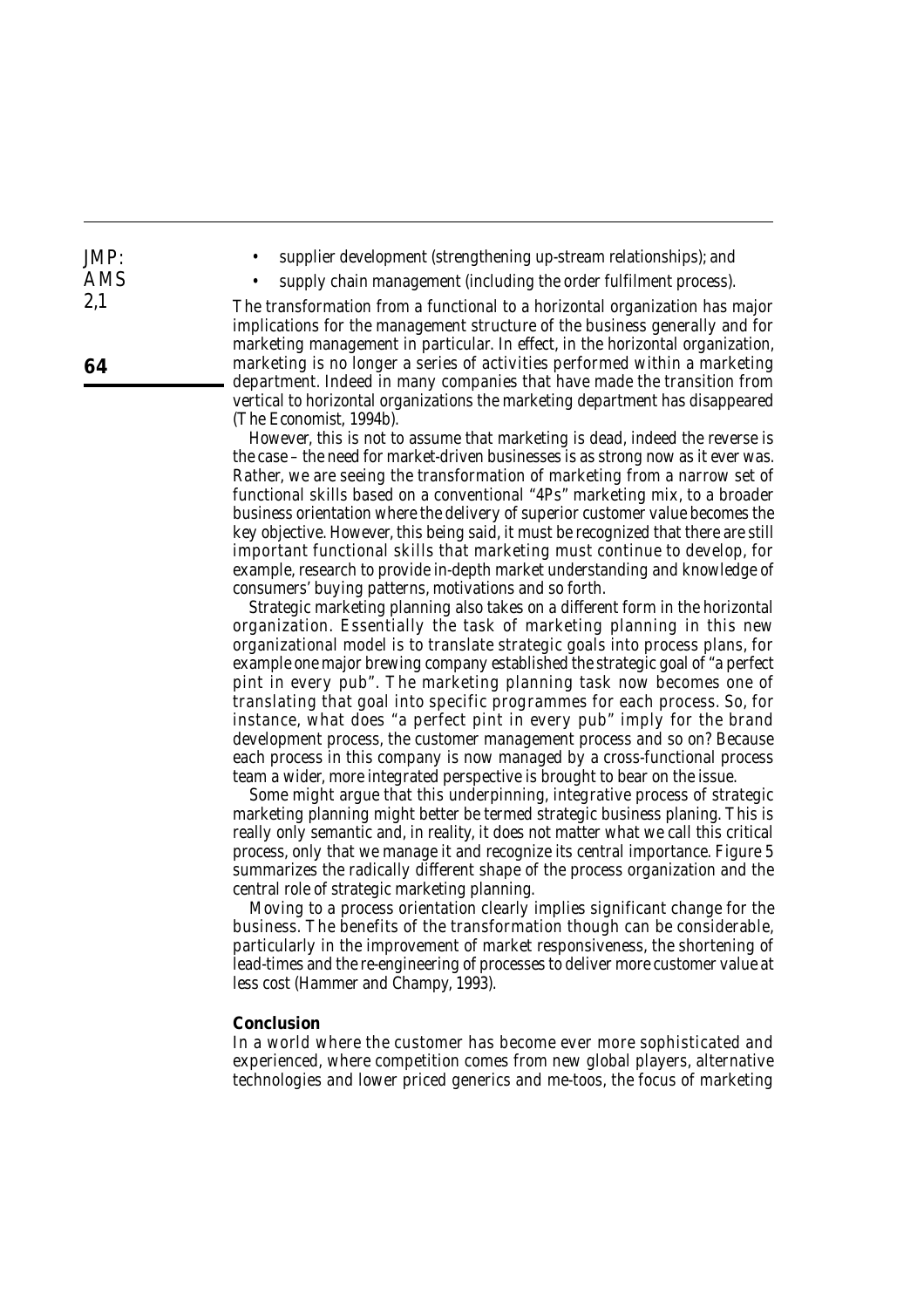- supplier development (strengthening up-stream relationships); and
- supply chain management (including the order fulfilment process).

The transformation from a functional to a horizontal organization has major implications for the management structure of the business generally and for marketing management in particular. In effect, in the horizontal organization, marketing is no longer a series of activities performed within a marketing department. Indeed in many companies that have made the transition from vertical to horizontal organizations the marketing department has disappeared (The Economist, 1994b).

However, this is not to assume that marketing is dead, indeed the reverse is the case – the need for market-driven businesses is as strong now as it ever was. Rather, we are seeing the transformation of marketing from a narrow set of functional skills based on a conventional "4Ps" marketing mix, to a broader business orientation where the delivery of superior customer value becomes the key objective. However, this being said, it must be recognized that there are still important functional skills that marketing must continue to develop, for example, research to provide in-depth market understanding and knowledge of consumers' buying patterns, motivations and so forth.

Strategic marketing planning also takes on a different form in the horizontal organization. Essentially the task of marketing planning in this new organizational model is to translate strategic goals into process plans, for example one major brewing company established the strategic goal of "a perfect pint in every pub". The marketing planning task now becomes one of translating that goal into specific programmes for each process. So, for instance, what does "a perfect pint in every pub" imply for the brand development process, the customer management process and so on? Because each process in this company is now managed by a cross-functional process team a wider, more integrated perspective is brought to bear on the issue.

Some might argue that this underpinning, integrative process of strategic marketing planning might better be termed strategic business planing. This is really only semantic and, in reality, it does not matter what we call this critical process, only that we manage it and recognize its central importance. Figure 5 summarizes the radically different shape of the process organization and the central role of strategic marketing planning.

Moving to a process orientation clearly implies significant change for the business. The benefits of the transformation though can be considerable, particularly in the improvement of market responsiveness, the shortening of lead-times and the re-engineering of processes to deliver more customer value at less cost (Hammer and Champy, 1993).

## Conclusion

In a world where the customer has become ever more sophisticated and experienced, where competition comes from new global players, alternative technologies and lower priced generics and me-toos, the focus of marketing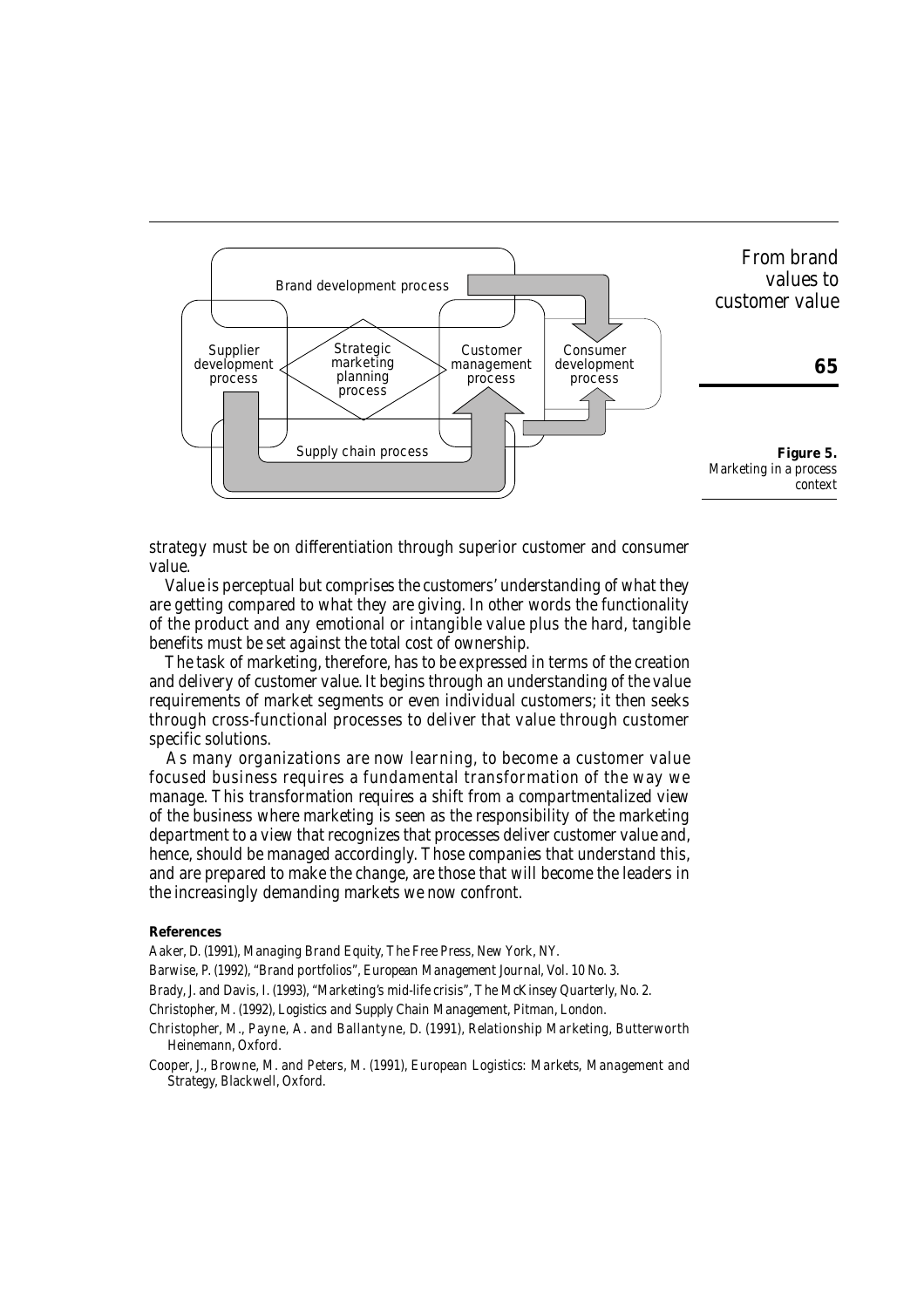**Figure 5.** Marketing in a process context

strategy must be on differentiation through superior customer and consumer value.

Value is perceptual but comprises the customers' understanding of what they are getting compared to what they are giving. In other words the functionality of the product and any emotional or intangible value plus the hard, tangible benefits must be set against the total cost of ownership.

The task of marketing, therefore, has to be expressed in terms of the creation and delivery of customer value. It begins through an understanding of the value requirements of market segments or even individual customers; it then seeks through cross-functional processes to deliver that value through customer specific solutions.

As many organizations are now learning, to become a customer value focused business requires a fundamental transformation of the way we manage. This transformation requires a shift from a compartmentalized view of the business where marketing is seen as the responsibility of the marketing department to a view that recognizes that processes deliver customer value and, hence, should be managed accordingly. Those companies that understand this, and are prepared to make the change, are those that will become the leaders in the increasingly demanding markets we now confront.

**References**

Aaker, D. (1991), *Managing Brand Equity*, The Free Press, New York, NY.

Barwise, P. (1992), "Brand portfolios", *European Management Journal*, Vol. 10 No. 3.

Brady, J. and Davis, I. (1993), "Marketing's mid-life crisis", *The McKinsey Quarterly*, No. 2.

Christopher, M. (1992), *Logistics and Supply Chain Management*, Pitman, London.

Christopher, M., Payne, A. and Ballantyne, D. (1991), *Relationship Marketing*, Butterworth Heinemann, Oxford.

Cooper, J., Browne, M. and Peters, M. (1991), *European Logistics: Markets, Management and Strategy*, Blackwell, Oxford.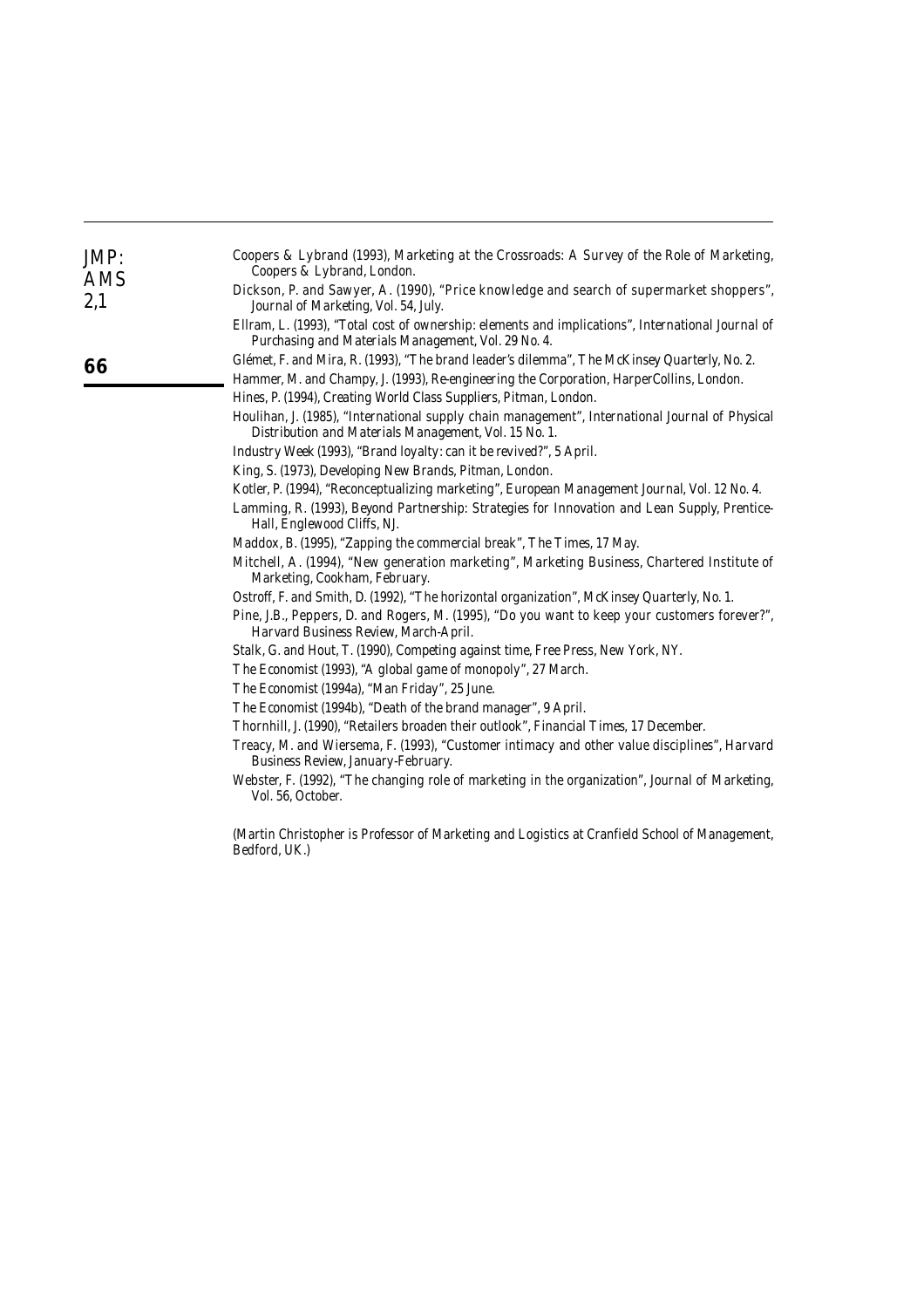Coopers & Lybrand (1993), *Marketing at the Crossroads: A Survey of the Role of Marketing*, Coopers & Lybrand, London.

Dickson, P. and Sawyer, A. (1990), "Price knowledge and search of supermarket shoppers", *Journal of Marketing*, Vol. 54, July.

Ellram, L. (1993), "Total cost of ownership: elements and implications", *International Journal of Purchasing and Materials Management*, Vol. 29 No. 4.

Glémet, F. and Mira, R. (1993), "The brand leader's dilemma", *The McKinsey Quarterly*, No. 2.

Hammer, M. and Champy, J. (1993), *Re-engineering the Corporation*, HarperCollins, London.

Hines, P. (1994), *Creating World Class Suppliers*, Pitman, London.

Houlihan, J. (1985), "International supply chain management", *International Journal of Physical Distribution and Materials Management*, Vol. 15 No. 1.

*Industry Week* (1993), "Brand loyalty: can it be revived?", 5 April.

King, S. (1973), *Developing New Brands*, Pitman, London.

Kotler, P. (1994), "Reconceptualizing marketing", *European Management Journal*, Vol. 12 No. 4.

Lamming, R. (1993), *Beyond Partnership: Strategies for Innovation and Lean Supply*, Prentice-Hall, Englewood Cliffs, NJ.

Maddox, B. (1995), "Zapping the commercial break", *The Times*, 17 May.

Mitchell, A. (1994), "New generation marketing", *Marketing Business*, Chartered Institute of Marketing, Cookham, February.

Ostroff, F. and Smith, D. (1992), "The horizontal organization", *McKinsey Quarterly*, No. 1.

Pine, J.B., Peppers, D. and Rogers, M. (1995), "Do you want to keep your customers forever?", *Harvard Business Review*, March-April.

Stalk, G. and Hout, T. (1990), *Competing against time*, Free Press, New York, NY.

*The Economist* (1993), "A global game of monopoly", 27 March.

*The Economist* (1994a), "Man Friday", 25 June.

*The Economist* (1994b), "Death of the brand manager", 9 April.

Thornhill, J. (1990), "Retailers broaden their outlook", *Financial Times*, 17 December.

Treacy, M. and Wiersema, F. (1993), "Customer intimacy and other value disciplines", *Harvard Business Review*, January-February.

Webster, F. (1992), "The changing role of marketing in the organization", *Journal of Marketing*, Vol. 56, October.

(Martin Christopher is Professor of Marketing and Logistics at Cranfield School of Management, Bedford, UK.)